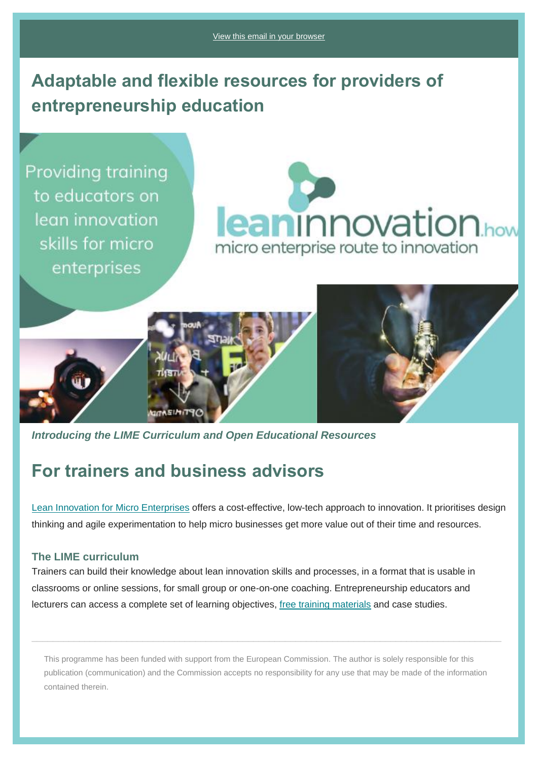View this email in your browser

# Adaptable and flexible resources for providers of entrepreneurship education

Providing training to educators on lean innovation skills for micro enterprises

leaninnovation.how
micro enterprise route to innovation

***Introducing the LIME Curriculum and Open Educational Resources***

## For trainers and business advisors

Lean Innovation for Micro Enterprises offers a cost-effective, low-tech approach to innovation. It prioritises design thinking and agile experimentation to help micro businesses get more value out of their time and resources.

### The LIME curriculum

Trainers can build their knowledge about lean innovation skills and processes, in a format that is usable in classrooms or online sessions, for small group or one-on-one coaching. Entrepreneurship educators and lecturers can access a complete set of learning objectives, free training materials and case studies.

---

This programme has been funded with support from the European Commission. The author is solely responsible for this publication (communication) and the Commission accepts no responsibility for any use that may be made of the information contained therein.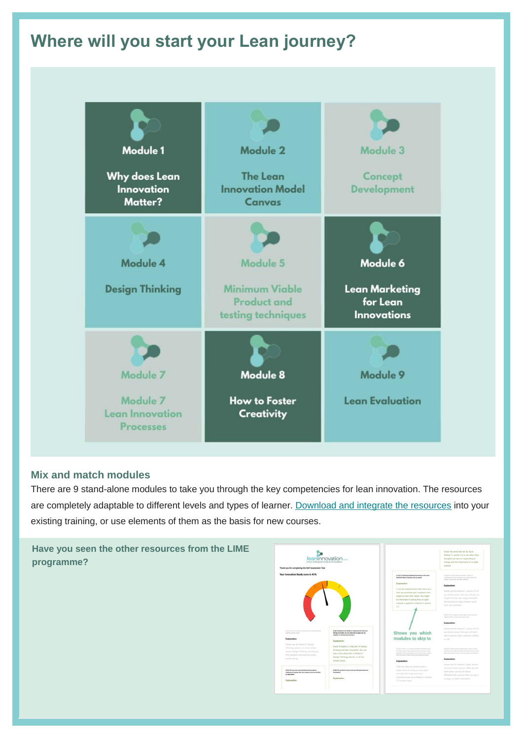# Where will you start your Lean journey?

| | | |
|---|---|---|
| **Module 1**<br>Why does Lean Innovation Matter? | **Module 2**<br>The Lean Innovation Model Canvas | **Module 3**<br>Concept Development |
| **Module 4**<br>Design Thinking | **Module 5**<br>Minimum Viable Product and testing techniques | **Module 6**<br>Lean Marketing for Lean Innovations |
| **Module 7**<br>Module 7 Lean Innovation Processes | **Module 8**<br>How to Foster Creativity | **Module 9**<br>Lean Evaluation |

## Mix and match modules

There are 9 stand-alone modules to take you through the key competencies for lean innovation. The resources are completely adaptable to different levels and types of learner. [Download and integrate the resources]() into your existing training, or use elements of them as the basis for new courses.

### Have you seen the other resources from the LIME programme?

Shows you which modules to skip to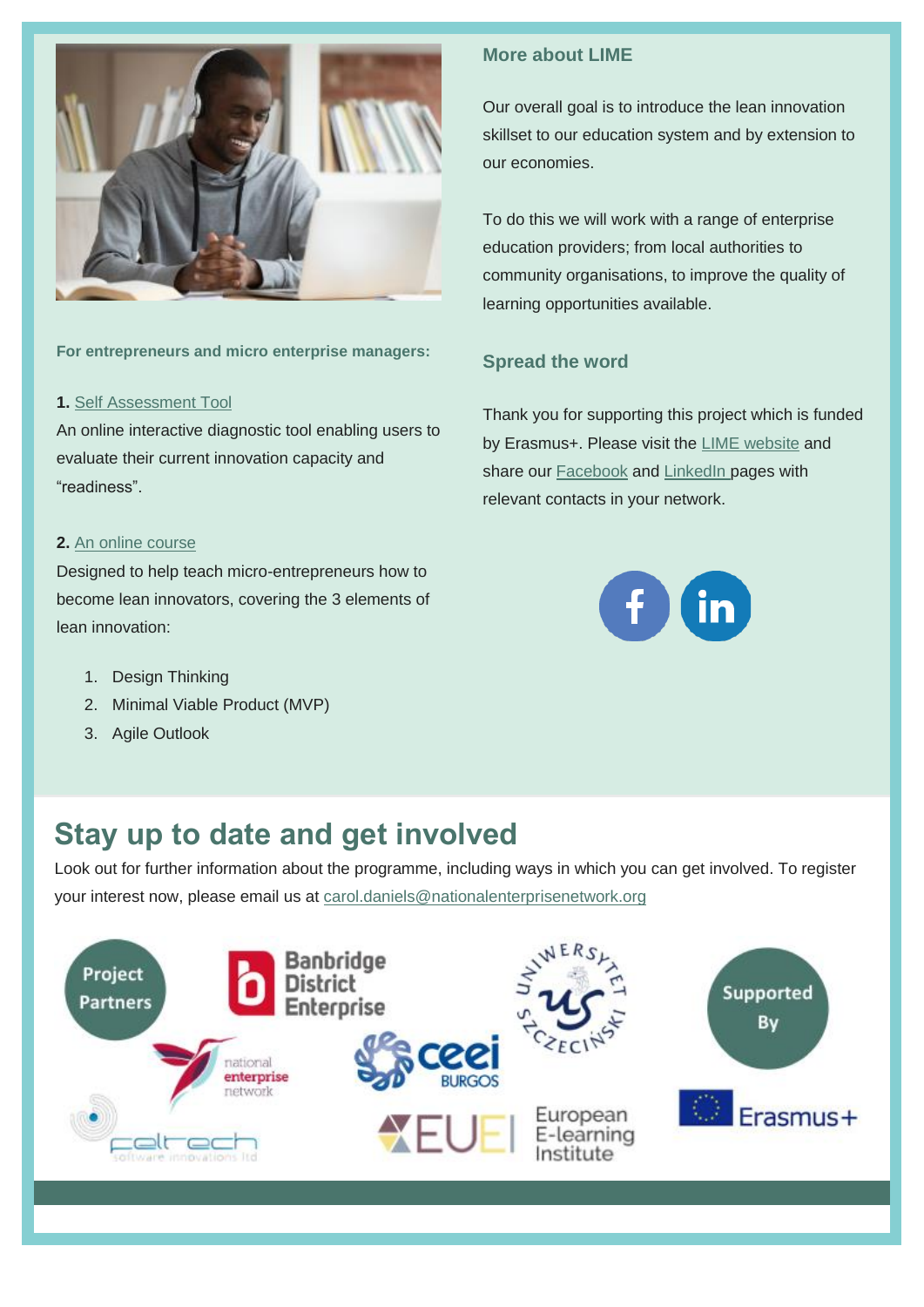**For entrepreneurs and micro enterprise managers:**

**1.** Self Assessment Tool
An online interactive diagnostic tool enabling users to evaluate their current innovation capacity and "readiness".

**2.** An online course
Designed to help teach micro-entrepreneurs how to become lean innovators, covering the 3 elements of lean innovation:

1. Design Thinking
2. Minimal Viable Product (MVP)
3. Agile Outlook

### More about LIME

Our overall goal is to introduce the lean innovation skillset to our education system and by extension to our economies.

To do this we will work with a range of enterprise education providers; from local authorities to community organisations, to improve the quality of learning opportunities available.

### Spread the word

Thank you for supporting this project which is funded by Erasmus+. Please visit the LIME website and share our Facebook and LinkedIn pages with relevant contacts in your network.

## Stay up to date and get involved

Look out for further information about the programme, including ways in which you can get involved. To register your interest now, please email us at carol.daniels@nationalenterprisenetwork.org

Project Partners

Banbridge District Enterprise

Uniwersytet Szczeciński

national enterprise network

ceei BURGOS

celtech software innovations ltd

EUEI European E-learning Institute

Supported By

Erasmus+